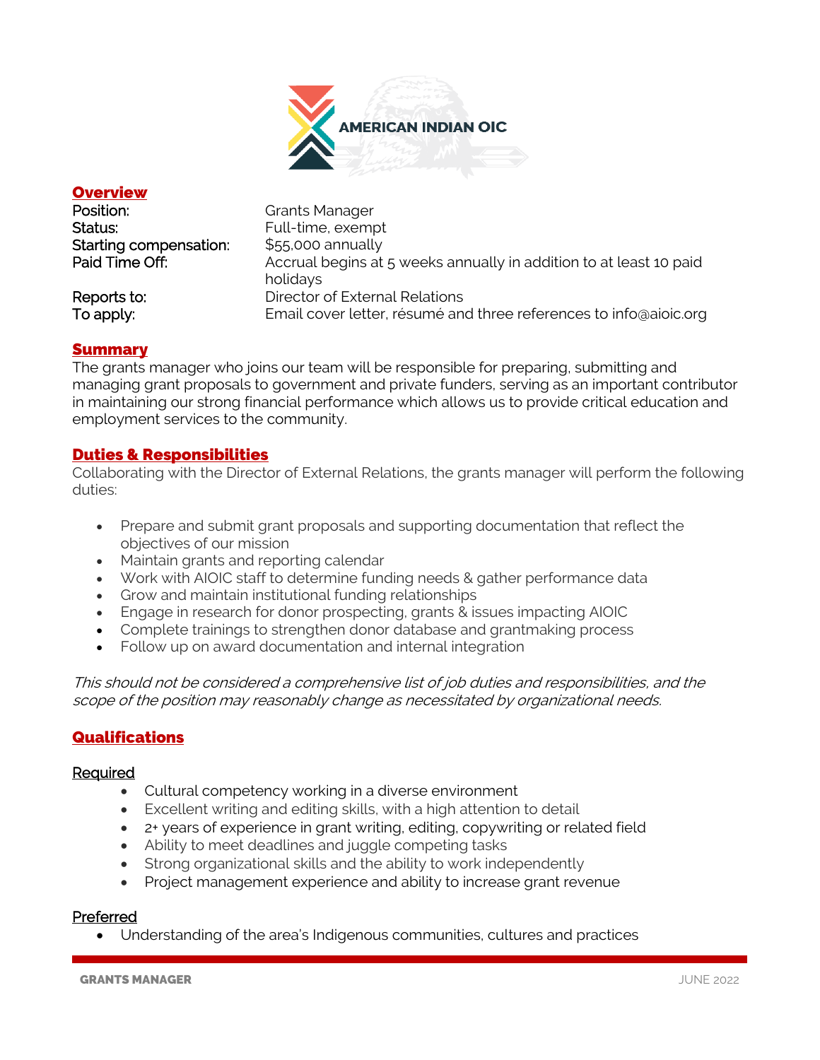AMERICAN INDIAN OIC

## Overview

| | |
|---|---|
| Position: | Grants Manager |
| Status: | Full-time, exempt |
| Starting compensation: | $55,000 annually |
| Paid Time Off: | Accrual begins at 5 weeks annually in addition to at least 10 paid holidays |
| Reports to: | Director of External Relations |
| To apply: | Email cover letter, résumé and three references to info@aioic.org |

## Summary

The grants manager who joins our team will be responsible for preparing, submitting and managing grant proposals to government and private funders, serving as an important contributor in maintaining our strong financial performance which allows us to provide critical education and employment services to the community.

## Duties & Responsibilities

Collaborating with the Director of External Relations, the grants manager will perform the following duties:

- Prepare and submit grant proposals and supporting documentation that reflect the objectives of our mission
- Maintain grants and reporting calendar
- Work with AIOIC staff to determine funding needs & gather performance data
- Grow and maintain institutional funding relationships
- Engage in research for donor prospecting, grants & issues impacting AIOIC
- Complete trainings to strengthen donor database and grantmaking process
- Follow up on award documentation and internal integration

*This should not be considered a comprehensive list of job duties and responsibilities, and the scope of the position may reasonably change as necessitated by organizational needs.*

## Qualifications

### Required

- Cultural competency working in a diverse environment
- Excellent writing and editing skills, with a high attention to detail
- 2+ years of experience in grant writing, editing, copywriting or related field
- Ability to meet deadlines and juggle competing tasks
- Strong organizational skills and the ability to work independently
- Project management experience and ability to increase grant revenue

### Preferred

- Understanding of the area's Indigenous communities, cultures and practices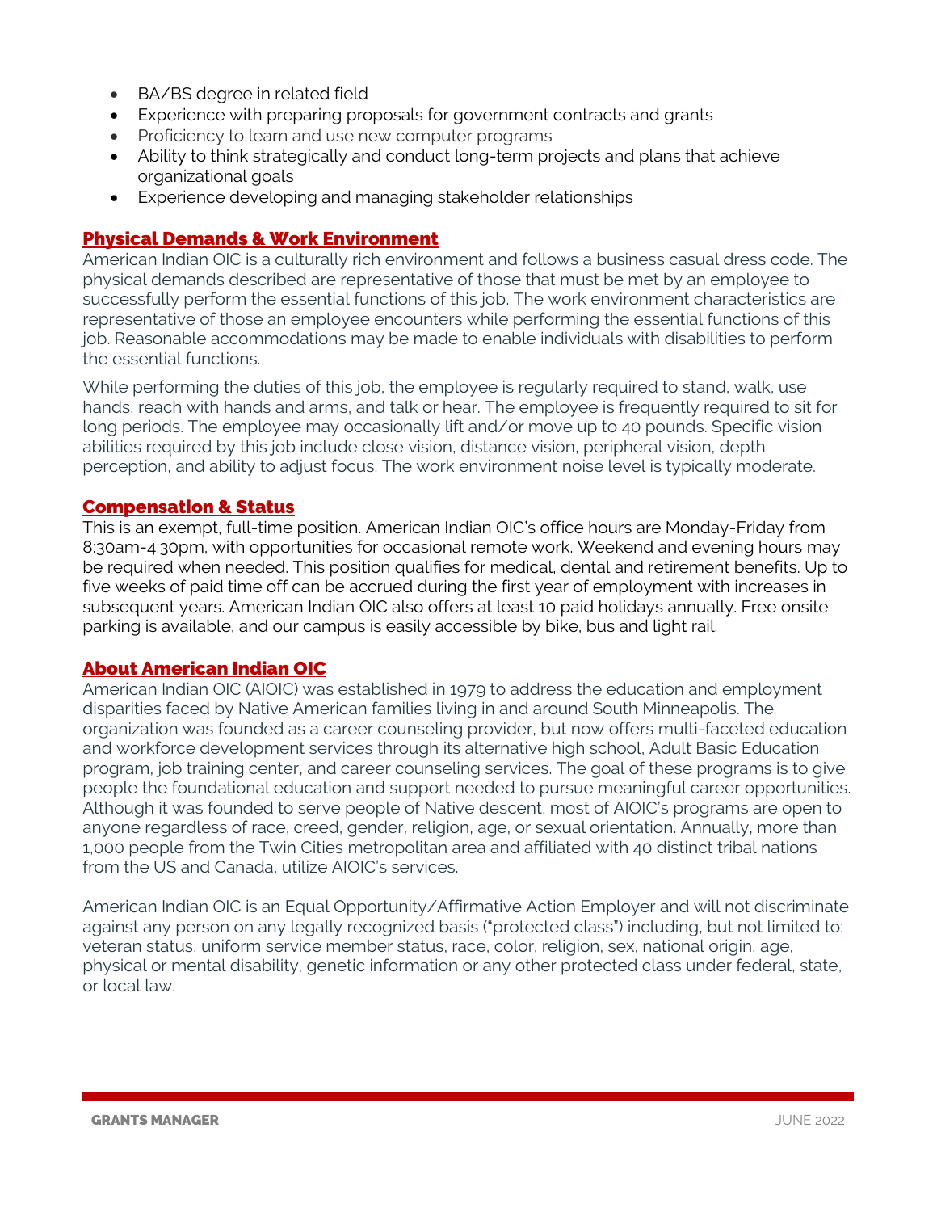- BA/BS degree in related field
- Experience with preparing proposals for government contracts and grants
- Proficiency to learn and use new computer programs
- Ability to think strategically and conduct long-term projects and plans that achieve organizational goals
- Experience developing and managing stakeholder relationships

## Physical Demands & Work Environment

American Indian OIC is a culturally rich environment and follows a business casual dress code. The physical demands described are representative of those that must be met by an employee to successfully perform the essential functions of this job. The work environment characteristics are representative of those an employee encounters while performing the essential functions of this job. Reasonable accommodations may be made to enable individuals with disabilities to perform the essential functions.

While performing the duties of this job, the employee is regularly required to stand, walk, use hands, reach with hands and arms, and talk or hear. The employee is frequently required to sit for long periods. The employee may occasionally lift and/or move up to 40 pounds. Specific vision abilities required by this job include close vision, distance vision, peripheral vision, depth perception, and ability to adjust focus. The work environment noise level is typically moderate.

## Compensation & Status

This is an exempt, full-time position. American Indian OIC's office hours are Monday-Friday from 8:30am-4:30pm, with opportunities for occasional remote work. Weekend and evening hours may be required when needed. This position qualifies for medical, dental and retirement benefits. Up to five weeks of paid time off can be accrued during the first year of employment with increases in subsequent years. American Indian OIC also offers at least 10 paid holidays annually. Free onsite parking is available, and our campus is easily accessible by bike, bus and light rail.

## About American Indian OIC

American Indian OIC (AIOIC) was established in 1979 to address the education and employment disparities faced by Native American families living in and around South Minneapolis. The organization was founded as a career counseling provider, but now offers multi-faceted education and workforce development services through its alternative high school, Adult Basic Education program, job training center, and career counseling services. The goal of these programs is to give people the foundational education and support needed to pursue meaningful career opportunities. Although it was founded to serve people of Native descent, most of AIOIC's programs are open to anyone regardless of race, creed, gender, religion, age, or sexual orientation. Annually, more than 1,000 people from the Twin Cities metropolitan area and affiliated with 40 distinct tribal nations from the US and Canada, utilize AIOIC's services.

American Indian OIC is an Equal Opportunity/Affirmative Action Employer and will not discriminate against any person on any legally recognized basis ("protected class") including, but not limited to: veteran status, uniform service member status, race, color, religion, sex, national origin, age, physical or mental disability, genetic information or any other protected class under federal, state, or local law.